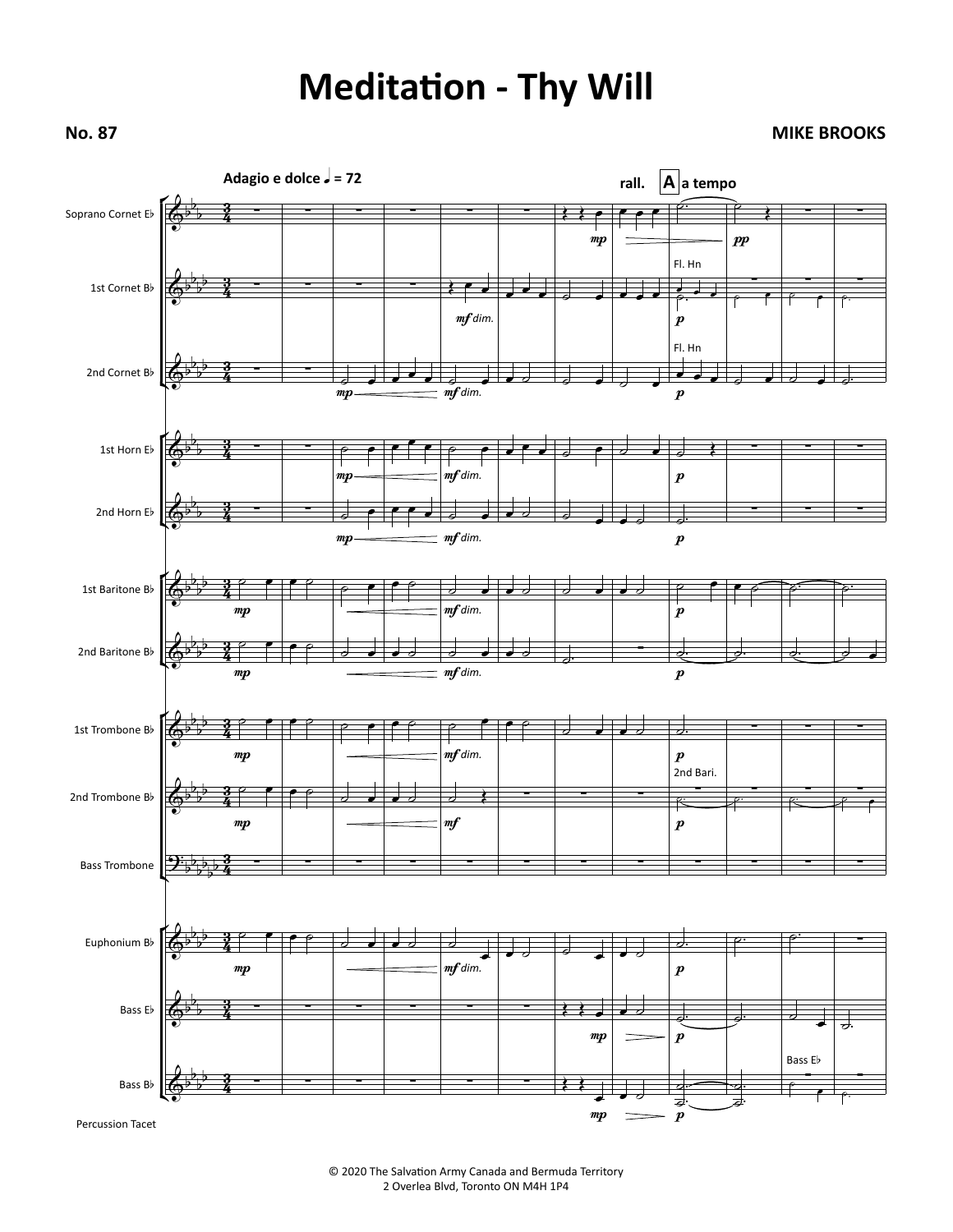# Meditation - Thy Will

**No. 87**

**MIKE BROOKS**

Percussion Tacet

© 2020 The Salvation Army Canada and Bermuda Territory
2 Overlea Blvd, Toronto ON M4H 1P4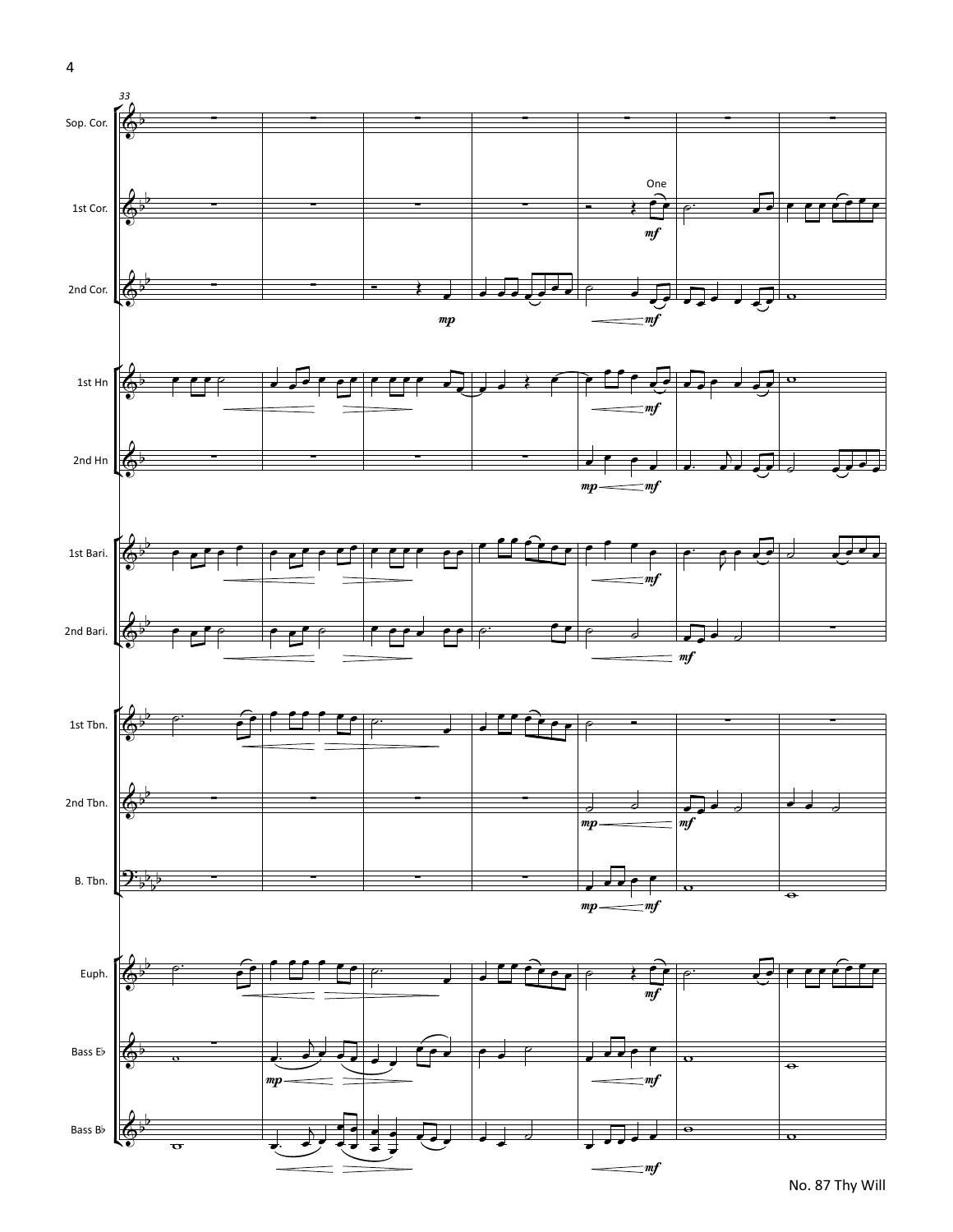33

Sop. Cor.

1st Cor.

One

2nd Cor.

1st Hn

2nd Hn

1st Bari.

2nd Bari.

1st Tbn.

2nd Tbn.

B. Tbn.

Euph.

Bass E♭

Bass B♭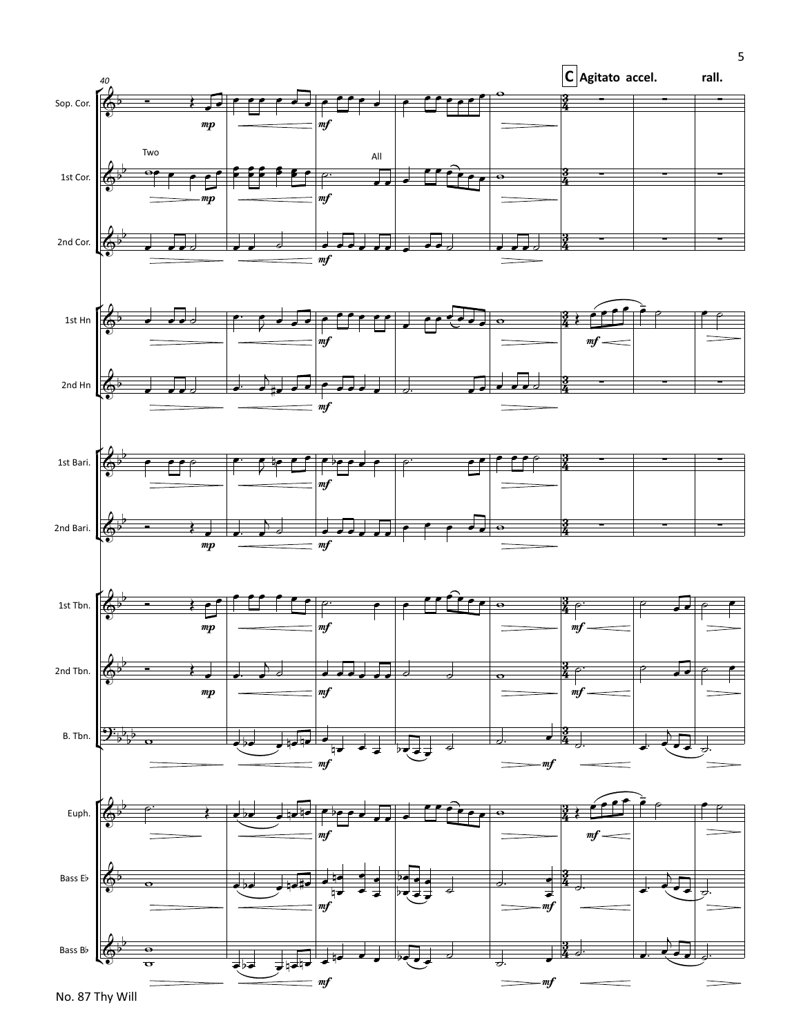**C** Agitato accel. rall.

Sop. Cor.

1st Cor. — Two — All

2nd Cor.

1st Hn

2nd Hn

1st Bari.

2nd Bari.

1st Tbn.

2nd Tbn.

B. Tbn.

Euph.

Bass E♭

Bass B♭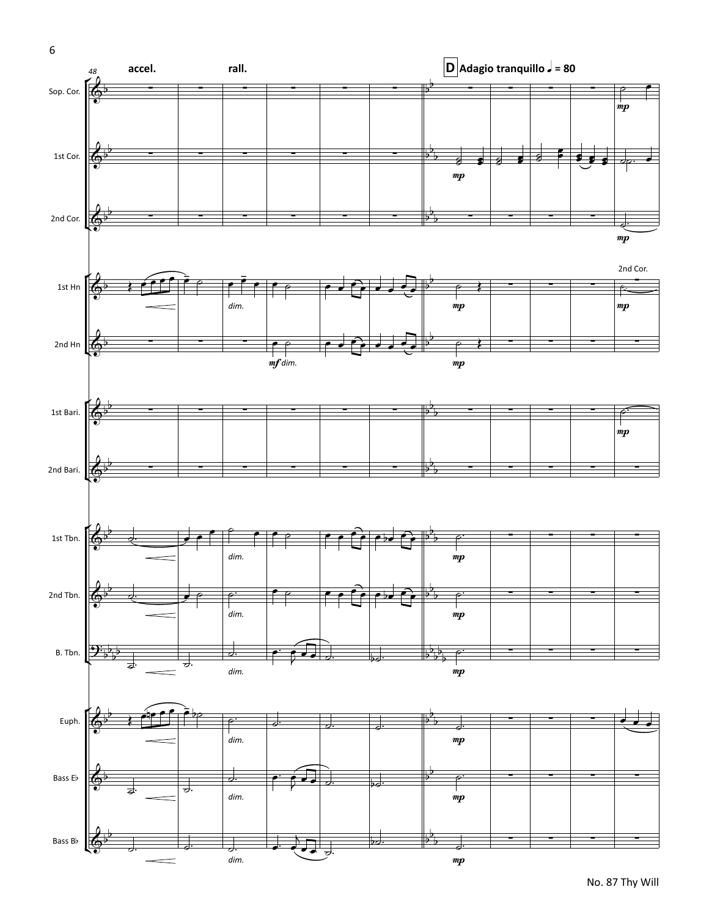accel. rall.

**D** Adagio tranquillo ♩ = 80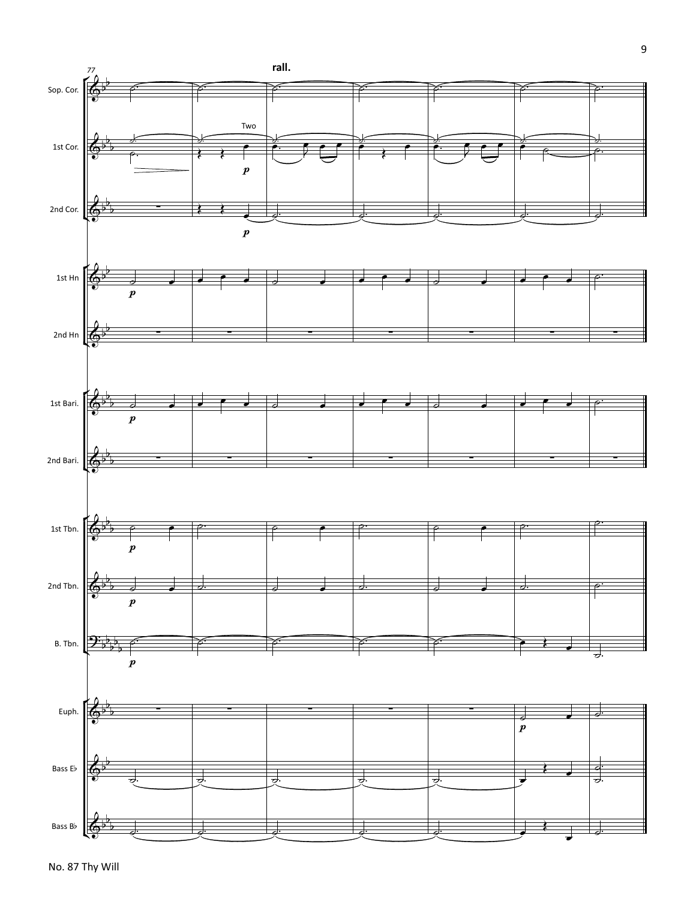77

rall.

Sop. Cor.

1st Cor.

Two

2nd Cor.

1st Hn

2nd Hn

1st Bari.

2nd Bari.

1st Tbn.

2nd Tbn.

B. Tbn.

Euph.

Bass E♭

Bass B♭